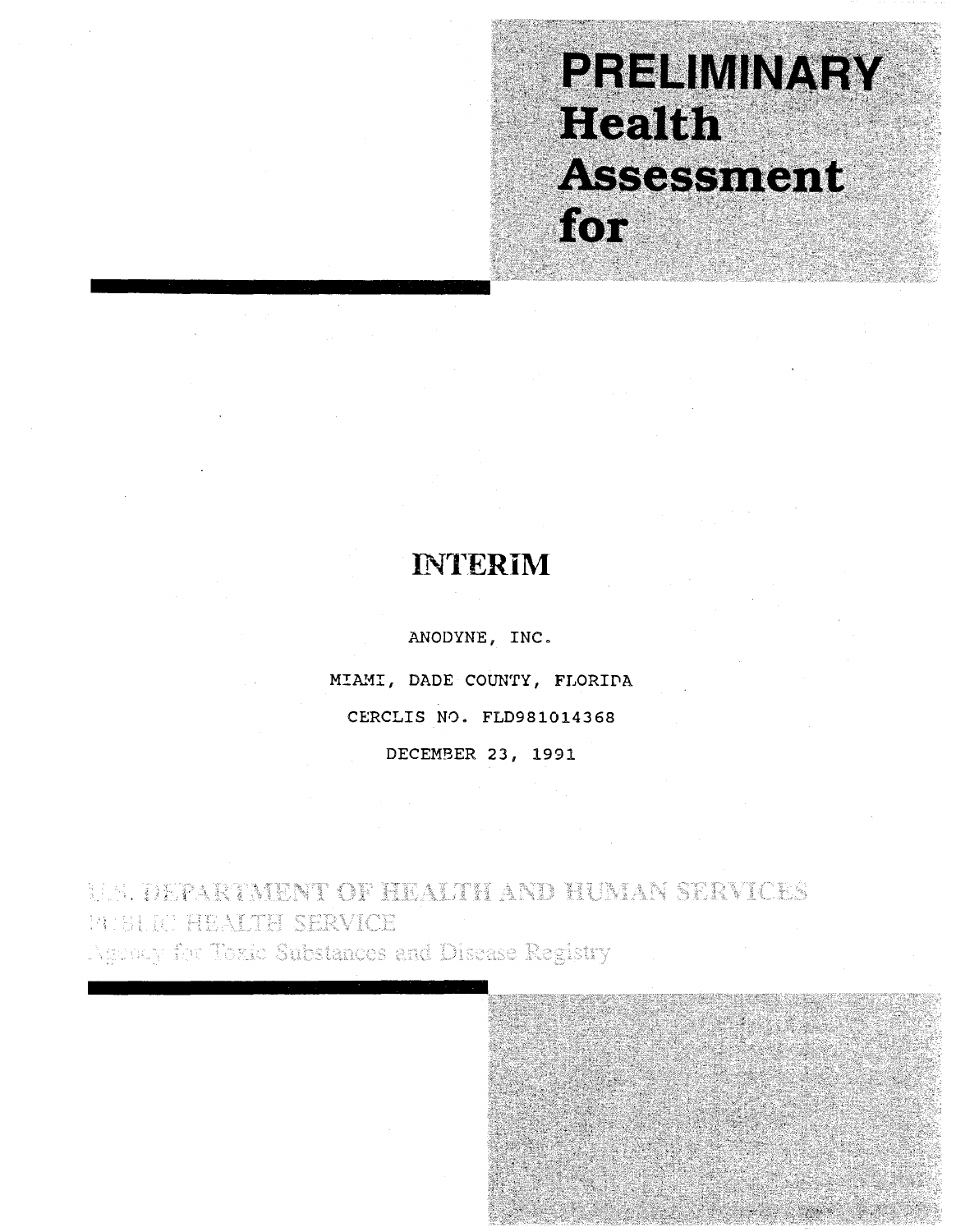# PRELIMINARY Health Assessment for

## INTERIM

ANODYNE, INC.

MIAMI, DADE COUNTY, FLORIDA

CERCLIS NO. FLD981014368

DECEMBER 23, 1991

U.S. DEPARTMENT OF HEALTH AND HUMAN SERVICES
PUBLIC HEALTH SERVICE
Agency for Toxic Substances and Disease Registry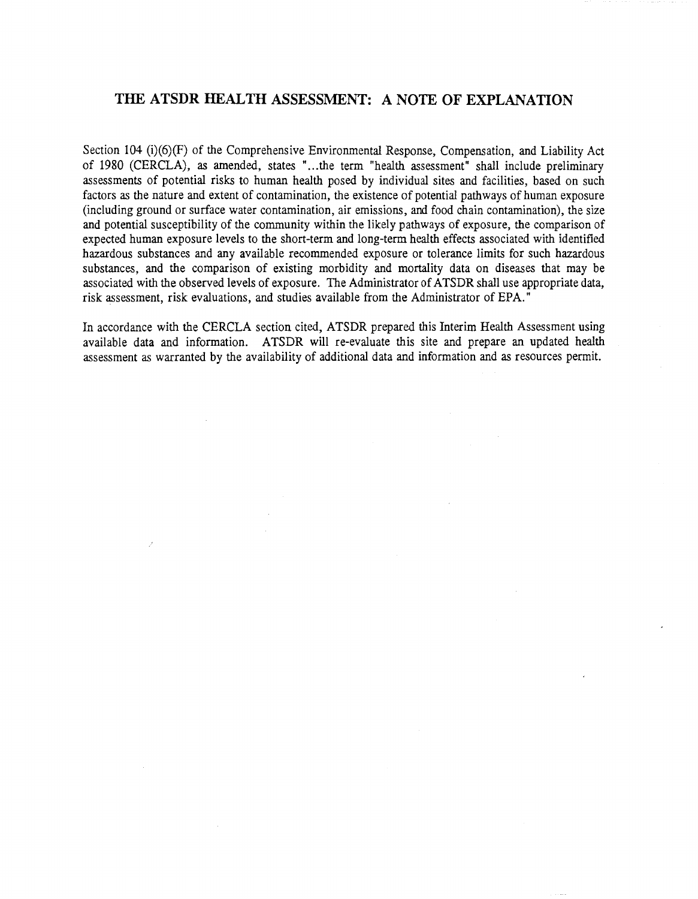# THE ATSDR HEALTH ASSESSMENT: A NOTE OF EXPLANATION

Section 104 (i)(6)(F) of the Comprehensive Environmental Response, Compensation, and Liability Act of 1980 (CERCLA), as amended, states "...the term "health assessment" shall include preliminary assessments of potential risks to human health posed by individual sites and facilities, based on such factors as the nature and extent of contamination, the existence of potential pathways of human exposure (including ground or surface water contamination, air emissions, and food chain contamination), the size and potential susceptibility of the community within the likely pathways of exposure, the comparison of expected human exposure levels to the short-term and long-term health effects associated with identified hazardous substances and any available recommended exposure or tolerance limits for such hazardous substances, and the comparison of existing morbidity and mortality data on diseases that may be associated with the observed levels of exposure. The Administrator of ATSDR shall use appropriate data, risk assessment, risk evaluations, and studies available from the Administrator of EPA."

In accordance with the CERCLA section cited, ATSDR prepared this Interim Health Assessment using available data and information. ATSDR will re-evaluate this site and prepare an updated health assessment as warranted by the availability of additional data and information and as resources permit.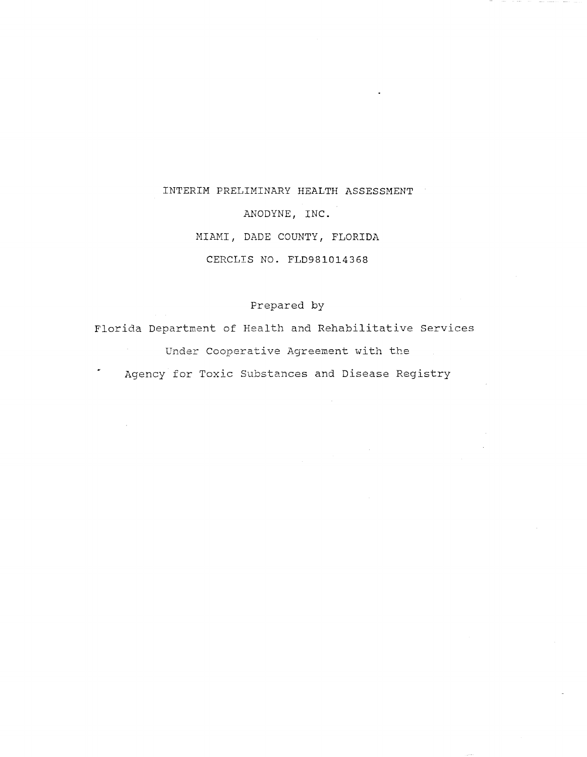# INTERIM PRELIMINARY HEALTH ASSESSMENT

# ANODYNE, INC.

# MIAMI, DADE COUNTY, FLORIDA

# CERCLIS NO. FLD981014368

Prepared by

Florida Department of Health and Rehabilitative Services

Under Cooperative Agreement with the

Agency for Toxic Substances and Disease Registry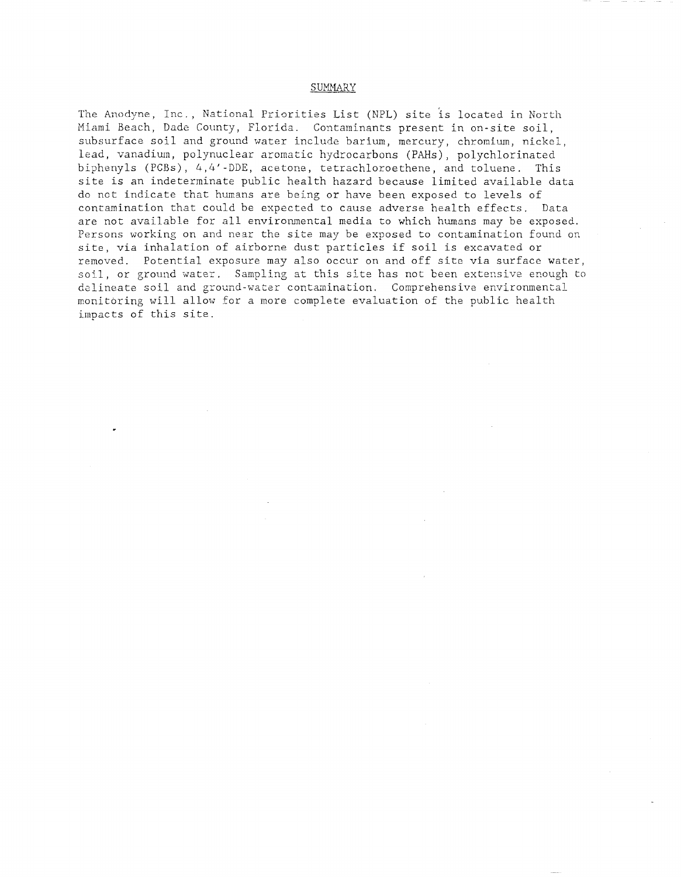## SUMMARY

The Anodyne, Inc., National Priorities List (NPL) site is located in North Miami Beach, Dade County, Florida. Contaminants present in on-site soil, subsurface soil and ground water include barium, mercury, chromium, nickel, lead, vanadium, polynuclear aromatic hydrocarbons (PAHs), polychlorinated biphenyls (PCBs), 4,4'-DDE, acetone, tetrachloroethene, and toluene. This site is an indeterminate public health hazard because limited available data do not indicate that humans are being or have been exposed to levels of contamination that could be expected to cause adverse health effects. Data are not available for all environmental media to which humans may be exposed. Persons working on and near the site may be exposed to contamination found on site, via inhalation of airborne dust particles if soil is excavated or removed. Potential exposure may also occur on and off site via surface water, soil, or ground water. Sampling at this site has not been extensive enough to delineate soil and ground-water contamination. Comprehensive environmental monitoring will allow for a more complete evaluation of the public health impacts of this site.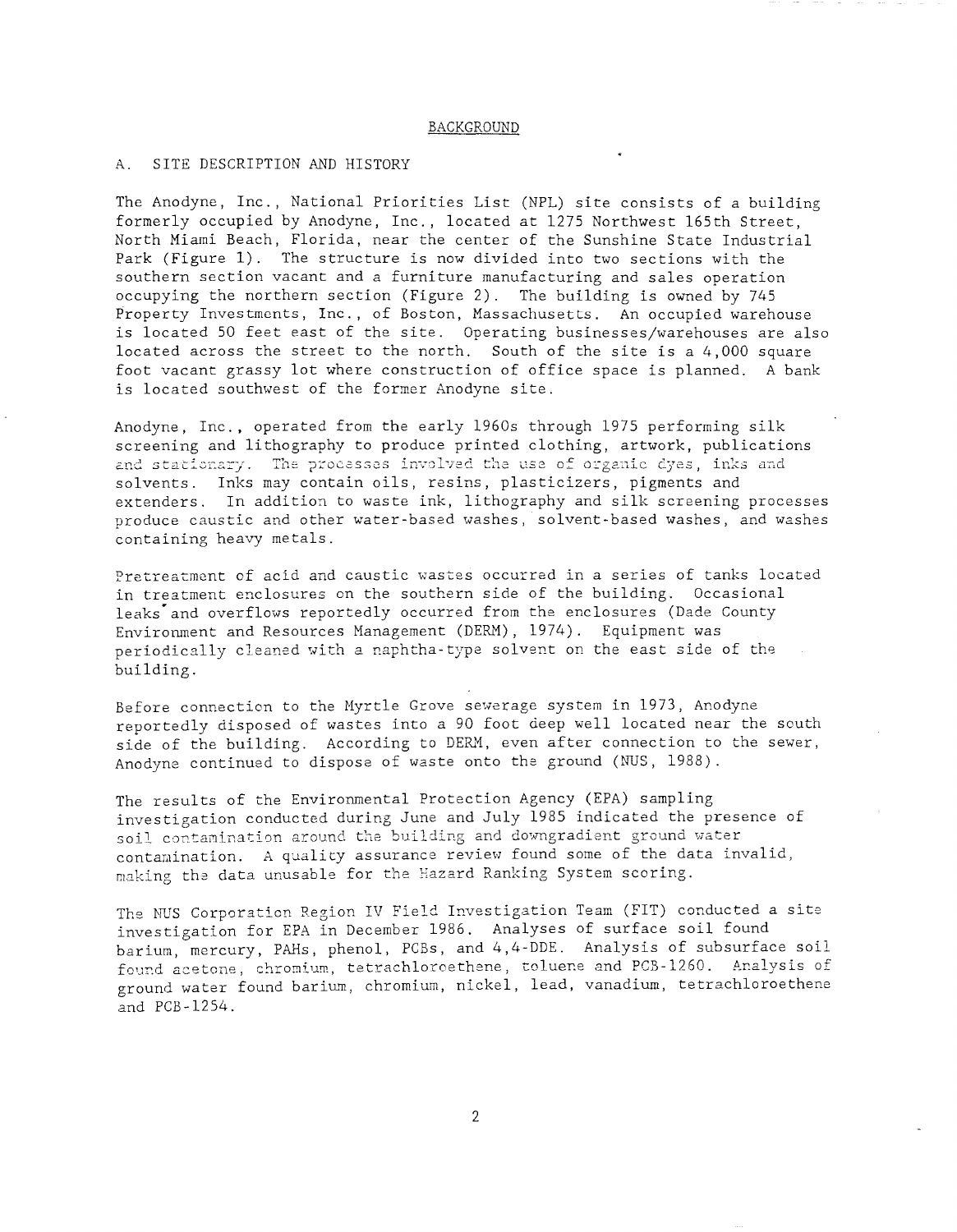## BACKGROUND

### A. SITE DESCRIPTION AND HISTORY

The Anodyne, Inc., National Priorities List (NPL) site consists of a building formerly occupied by Anodyne, Inc., located at 1275 Northwest 165th Street, North Miami Beach, Florida, near the center of the Sunshine State Industrial Park (Figure 1). The structure is now divided into two sections with the southern section vacant and a furniture manufacturing and sales operation occupying the northern section (Figure 2). The building is owned by 745 Property Investments, Inc., of Boston, Massachusetts. An occupied warehouse is located 50 feet east of the site. Operating businesses/warehouses are also located across the street to the north. South of the site is a 4,000 square foot vacant grassy lot where construction of office space is planned. A bank is located southwest of the former Anodyne site.

Anodyne, Inc., operated from the early 1960s through 1975 performing silk screening and lithography to produce printed clothing, artwork, publications and stationary. The processes involved the use of organic dyes, inks and solvents. Inks may contain oils, resins, plasticizers, pigments and extenders. In addition to waste ink, lithography and silk screening processes produce caustic and other water-based washes, solvent-based washes, and washes containing heavy metals.

Pretreatment of acid and caustic wastes occurred in a series of tanks located in treatment enclosures on the southern side of the building. Occasional leaks and overflows reportedly occurred from the enclosures (Dade County Environment and Resources Management (DERM), 1974). Equipment was periodically cleaned with a naphtha-type solvent on the east side of the building.

Before connection to the Myrtle Grove sewerage system in 1973, Anodyne reportedly disposed of wastes into a 90 foot deep well located near the south side of the building. According to DERM, even after connection to the sewer, Anodyne continued to dispose of waste onto the ground (NUS, 1988).

The results of the Environmental Protection Agency (EPA) sampling investigation conducted during June and July 1985 indicated the presence of soil contamination around the building and downgradient ground water contamination. A quality assurance review found some of the data invalid, making the data unusable for the Hazard Ranking System scoring.

The NUS Corporation Region IV Field Investigation Team (FIT) conducted a site investigation for EPA in December 1986. Analyses of surface soil found barium, mercury, PAHs, phenol, PCBs, and 4,4-DDE. Analysis of subsurface soil found acetone, chromium, tetrachloroethene, toluene and PCB-1260. Analysis of ground water found barium, chromium, nickel, lead, vanadium, tetrachloroethene and PCB-1254.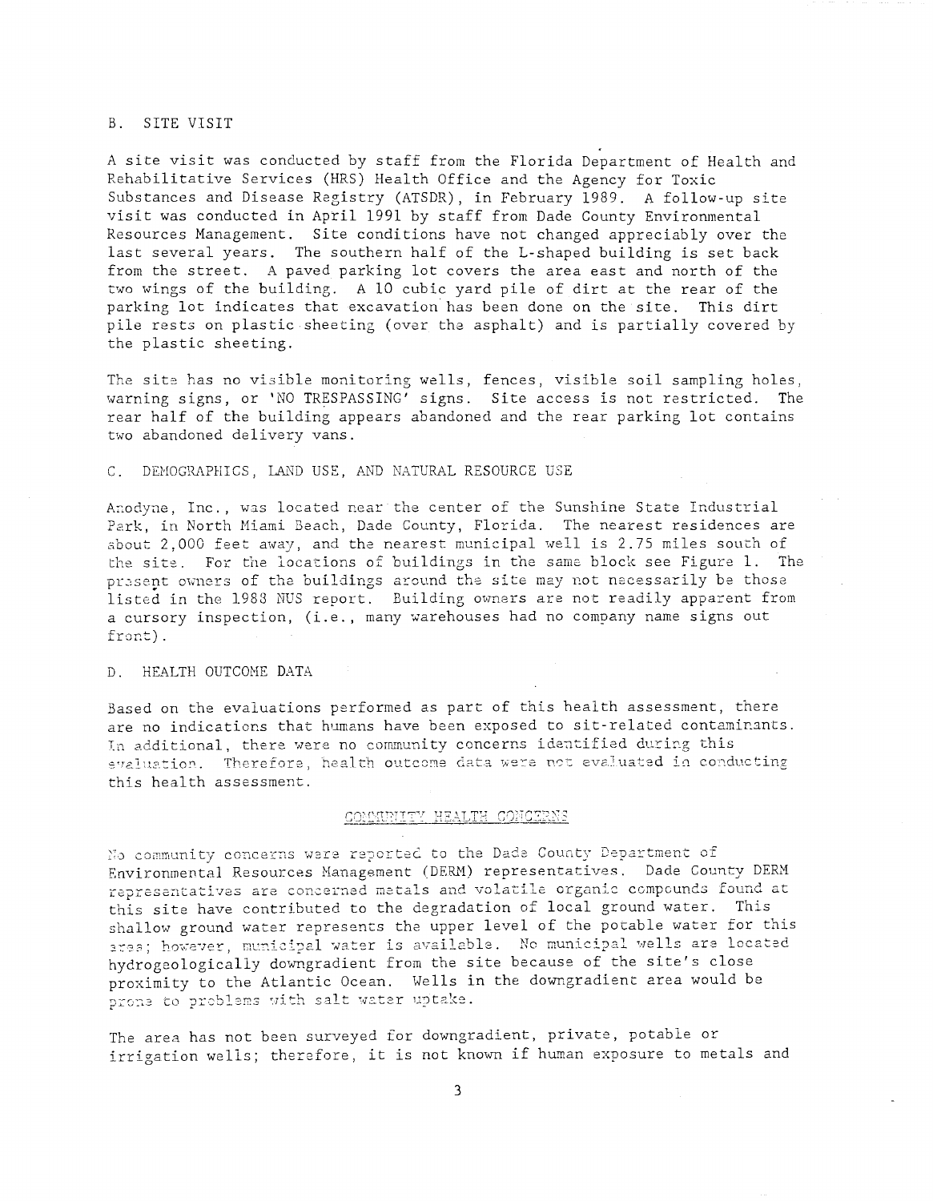### B. SITE VISIT

A site visit was conducted by staff from the Florida Department of Health and Rehabilitative Services (HRS) Health Office and the Agency for Toxic Substances and Disease Registry (ATSDR), in February 1989. A follow-up site visit was conducted in April 1991 by staff from Dade County Environmental Resources Management. Site conditions have not changed appreciably over the last several years. The southern half of the L-shaped building is set back from the street. A paved parking lot covers the area east and north of the two wings of the building. A 10 cubic yard pile of dirt at the rear of the parking lot indicates that excavation has been done on the site. This dirt pile rests on plastic sheeting (over the asphalt) and is partially covered by the plastic sheeting.

The site has no visible monitoring wells, fences, visible soil sampling holes, warning signs, or 'NO TRESPASSING' signs. Site access is not restricted. The rear half of the building appears abandoned and the rear parking lot contains two abandoned delivery vans.

### C. DEMOGRAPHICS, LAND USE, AND NATURAL RESOURCE USE

Anodyne, Inc., was located near the center of the Sunshine State Industrial Park, in North Miami Beach, Dade County, Florida. The nearest residences are about 2,000 feet away, and the nearest municipal well is 2.75 miles south of the site. For the locations of buildings in the same block see Figure 1. The present owners of the buildings around the site may not necessarily be those listed in the 1988 NUS report. Building owners are not readily apparent from a cursory inspection, (i.e., many warehouses had no company name signs out front).

### D. HEALTH OUTCOME DATA

Based on the evaluations performed as part of this health assessment, there are no indications that humans have been exposed to sit-related contaminants. In additional, there were no community concerns identified during this evaluation. Therefore, health outcome data were not evaluated in conducting this health assessment.

## COMMUNITY HEALTH CONCERNS

No community concerns were reported to the Dade County Department of Environmental Resources Management (DERM) representatives. Dade County DERM representatives are concerned metals and volatile organic compounds found at this site have contributed to the degradation of local ground water. This shallow ground water represents the upper level of the potable water for this area; however, municipal water is available. No municipal wells are located hydrogeologically downgradient from the site because of the site's close proximity to the Atlantic Ocean. Wells in the downgradient area would be prone to problems with salt water uptake.

The area has not been surveyed for downgradient, private, potable or irrigation wells; therefore, it is not known if human exposure to metals and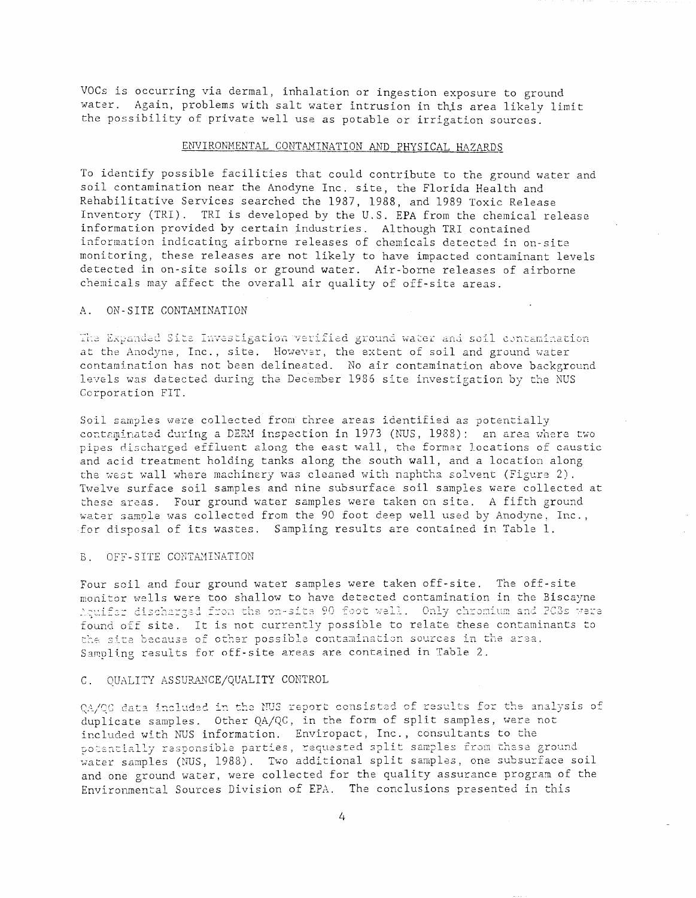VOCs is occurring via dermal, inhalation or ingestion exposure to ground water. Again, problems with salt water intrusion in this area likely limit the possibility of private well use as potable or irrigation sources.

## ENVIRONMENTAL CONTAMINATION AND PHYSICAL HAZARDS

To identify possible facilities that could contribute to the ground water and soil contamination near the Anodyne Inc. site, the Florida Health and Rehabilitative Services searched the 1987, 1988, and 1989 Toxic Release Inventory (TRI). TRI is developed by the U.S. EPA from the chemical release information provided by certain industries. Although TRI contained information indicating airborne releases of chemicals detected in on-site monitoring, these releases are not likely to have impacted contaminant levels detected in on-site soils or ground water. Air-borne releases of airborne chemicals may affect the overall air quality of off-site areas.

### A. ON-SITE CONTAMINATION

The Expanded Site Investigation verified ground water and soil contamination at the Anodyne, Inc., site. However, the extent of soil and ground water contamination has not been delineated. No air contamination above background levels was detected during the December 1986 site investigation by the NUS Corporation FIT.

Soil samples were collected from three areas identified as potentially contaminated during a DERM inspection in 1973 (NUS, 1988): an area where two pipes discharged effluent along the east wall, the former locations of caustic and acid treatment holding tanks along the south wall, and a location along the west wall where machinery was cleaned with naphtha solvent (Figure 2). Twelve surface soil samples and nine subsurface soil samples were collected at these areas. Four ground water samples were taken on site. A fifth ground water sample was collected from the 90 foot deep well used by Anodyne, Inc., for disposal of its wastes. Sampling results are contained in Table 1.

### B. OFF-SITE CONTAMINATION

Four soil and four ground water samples were taken off-site. The off-site monitor wells were too shallow to have detected contamination in the Biscayne Aquifer discharged from the on-site 90 foot well. Only chromium and PCBs were found off site. It is not currently possible to relate these contaminants to the site because of other possible contamination sources in the area. Sampling results for off-site areas are contained in Table 2.

### C. QUALITY ASSURANCE/QUALITY CONTROL

QA/QC data included in the NUS report consisted of results for the analysis of duplicate samples. Other QA/QC, in the form of split samples, were not included with NUS information. Enviropact, Inc., consultants to the potentially responsible parties, requested split samples from these ground water samples (NUS, 1988). Two additional split samples, one subsurface soil and one ground water, were collected for the quality assurance program of the Environmental Sources Division of EPA. The conclusions presented in this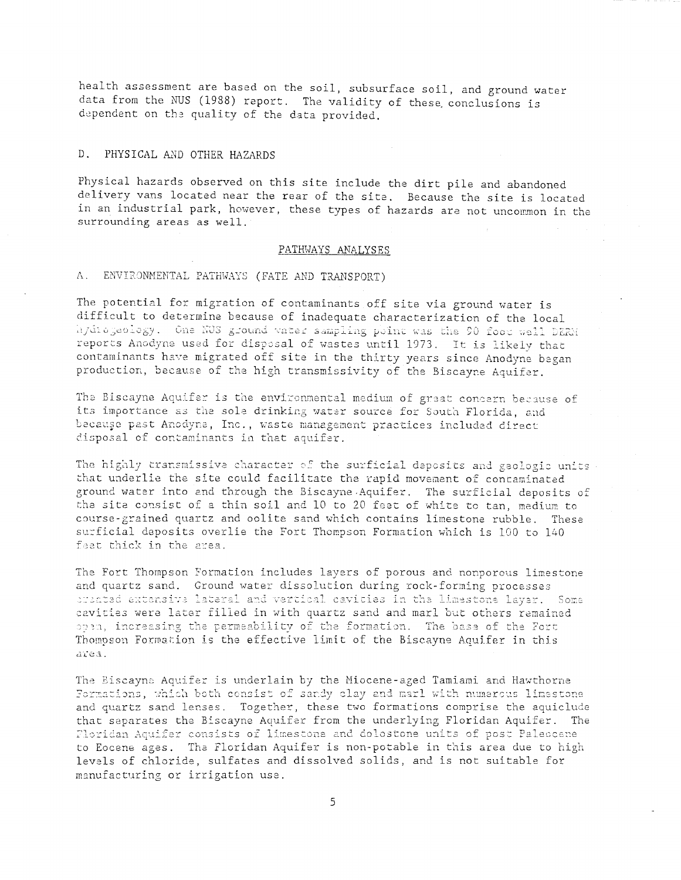health assessment are based on the soil, subsurface soil, and ground water data from the NUS (1988) report. The validity of these conclusions is dependent on the quality of the data provided.

### D. PHYSICAL AND OTHER HAZARDS

Physical hazards observed on this site include the dirt pile and abandoned delivery vans located near the rear of the site. Because the site is located in an industrial park, however, these types of hazards are not uncommon in the surrounding areas as well.

## PATHWAYS ANALYSES

### A. ENVIRONMENTAL PATHWAYS (FATE AND TRANSPORT)

The potential for migration of contaminants off site via ground water is difficult to determine because of inadequate characterization of the local hydrogeology. One NUS ground water sampling point was the 90 foot well DERM reports Anodyne used for disposal of wastes until 1973. It is likely that contaminants have migrated off site in the thirty years since Anodyne began production, because of the high transmissivity of the Biscayne Aquifer.

The Biscayne Aquifer is the environmental medium of great concern because of its importance as the sole drinking water source for South Florida, and because past Anodyne, Inc., waste management practices included direct disposal of contaminants in that aquifer.

The highly transmissive character of the surficial deposits and geologic units that underlie the site could facilitate the rapid movement of contaminated ground water into and through the Biscayne Aquifer. The surficial deposits of the site consist of a thin soil and 10 to 20 feet of white to tan, medium to course-grained quartz and oolite sand which contains limestone rubble. These surficial deposits overlie the Fort Thompson Formation which is 100 to 140 feet thick in the area.

The Fort Thompson Formation includes layers of porous and nonporous limestone and quartz sand. Ground water dissolution during rock-forming processes created extensive lateral and vertical cavities in the limestone layer. Some cavities were later filled in with quartz sand and marl but others remained open, increasing the permeability of the formation. The base of the Fort Thompson Formation is the effective limit of the Biscayne Aquifer in this area.

The Biscayne Aquifer is underlain by the Miocene-aged Tamiami and Hawthorne Formations, which both consist of sandy clay and marl with numerous limestone and quartz sand lenses. Together, these two formations comprise the aquiclude that separates the Biscayne Aquifer from the underlying Floridan Aquifer. The Floridan Aquifer consists of limestone and dolostone units of post Paleocene to Eocene ages. The Floridan Aquifer is non-potable in this area due to high levels of chloride, sulfates and dissolved solids, and is not suitable for manufacturing or irrigation use.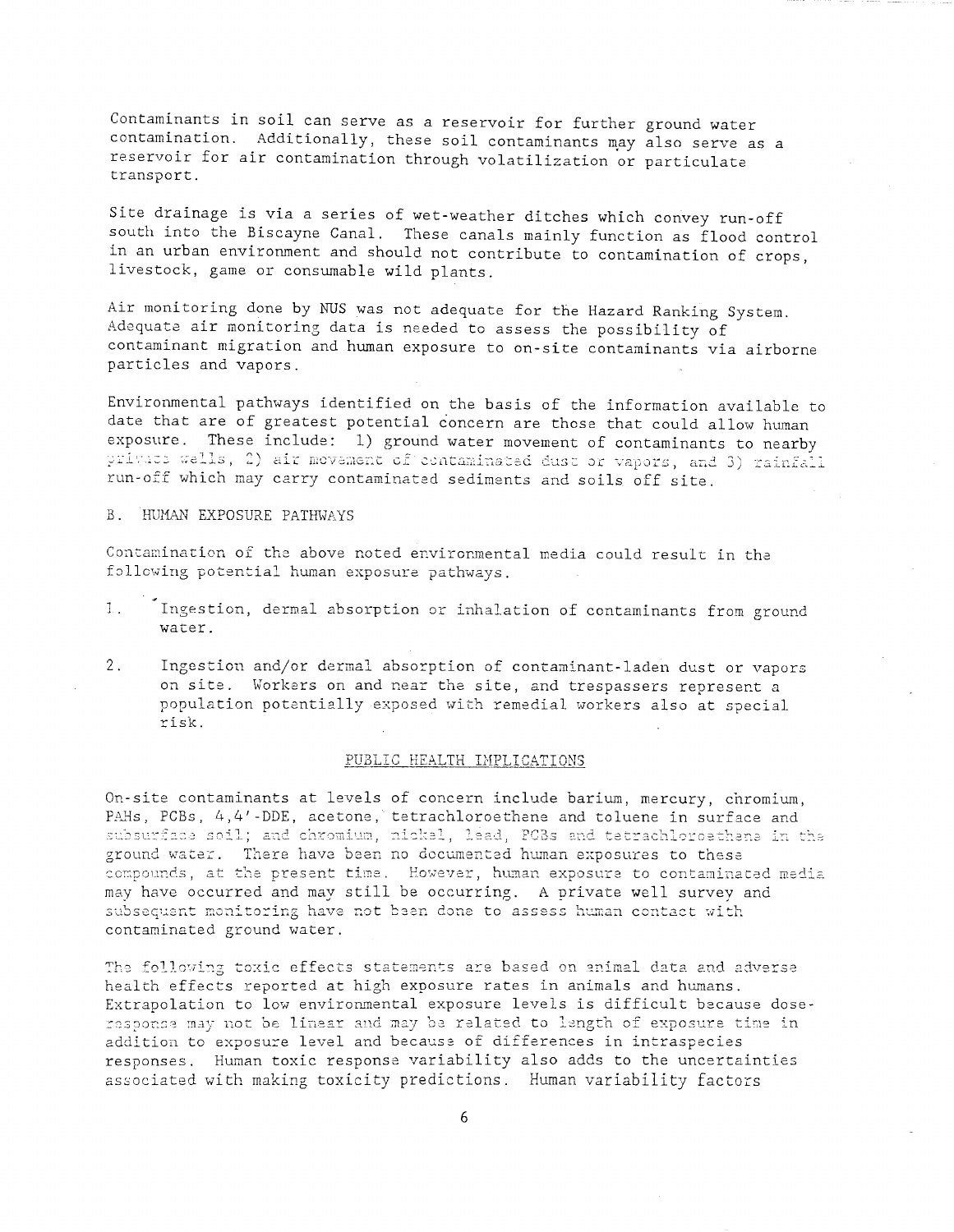Contaminants in soil can serve as a reservoir for further ground water contamination. Additionally, these soil contaminants may also serve as a reservoir for air contamination through volatilization or particulate transport.

Site drainage is via a series of wet-weather ditches which convey run-off south into the Biscayne Canal. These canals mainly function as flood control in an urban environment and should not contribute to contamination of crops, livestock, game or consumable wild plants.

Air monitoring done by NUS was not adequate for the Hazard Ranking System. Adequate air monitoring data is needed to assess the possibility of contaminant migration and human exposure to on-site contaminants via airborne particles and vapors.

Environmental pathways identified on the basis of the information available to date that are of greatest potential concern are those that could allow human exposure. These include: 1) ground water movement of contaminants to nearby private wells, 2) air movement of contaminated dust or vapors, and 3) rainfall run-off which may carry contaminated sediments and soils off site.

B. HUMAN EXPOSURE PATHWAYS

Contamination of the above noted environmental media could result in the following potential human exposure pathways.

1. Ingestion, dermal absorption or inhalation of contaminants from ground water.

2. Ingestion and/or dermal absorption of contaminant-laden dust or vapors on site. Workers on and near the site, and trespassers represent a population potentially exposed with remedial workers also at special risk.

## PUBLIC HEALTH IMPLICATIONS

On-site contaminants at levels of concern include barium, mercury, chromium, PAHs, PCBs, 4,4'-DDE, acetone, tetrachloroethene and toluene in surface and subsurface soil; and chromium, nickel, lead, PCBs and tetrachloroethene in the ground water. There have been no documented human exposures to these compounds, at the present time. However, human exposure to contaminated media may have occurred and may still be occurring. A private well survey and subsequent monitoring have not been done to assess human contact with contaminated ground water.

The following toxic effects statements are based on animal data and adverse health effects reported at high exposure rates in animals and humans. Extrapolation to low environmental exposure levels is difficult because dose-response may not be linear and may be related to length of exposure time in addition to exposure level and because of differences in intraspecies responses. Human toxic response variability also adds to the uncertainties associated with making toxicity predictions. Human variability factors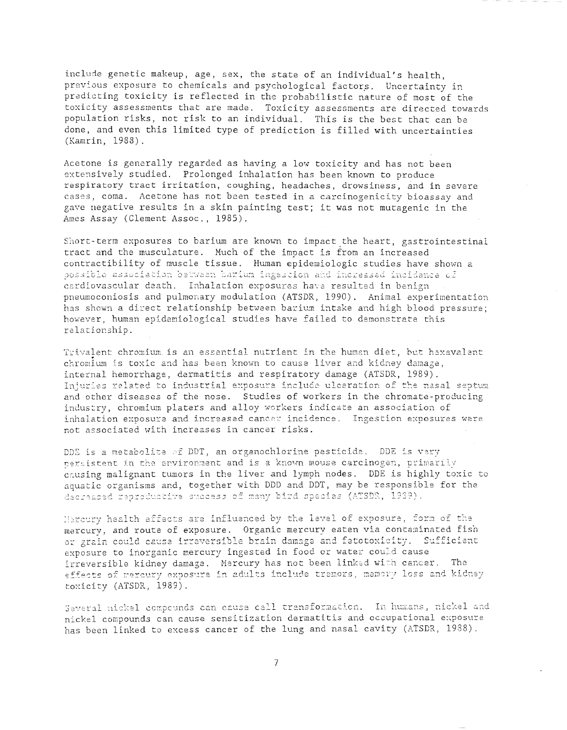include genetic makeup, age, sex, the state of an individual's health, previous exposure to chemicals and psychological factors. Uncertainty in predicting toxicity is reflected in the probabilistic nature of most of the toxicity assessments that are made. Toxicity assessments are directed towards population risks, not risk to an individual. This is the best that can be done, and even this limited type of prediction is filled with uncertainties (Kamrin, 1988).

Acetone is generally regarded as having a low toxicity and has not been extensively studied. Prolonged inhalation has been known to produce respiratory tract irritation, coughing, headaches, drowsiness, and in severe cases, coma. Acetone has not been tested in a carcinogenicity bioassay and gave negative results in a skin painting test; it was not mutagenic in the Ames Assay (Clement Assoc., 1985).

Short-term exposures to barium are known to impact the heart, gastrointestinal tract and the musculature. Much of the impact is from an increased contractibility of muscle tissue. Human epidemiologic studies have shown a possible association between barium ingestion and increased incidence of cardiovascular death. Inhalation exposures have resulted in benign pneumoconiosis and pulmonary modulation (ATSDR, 1990). Animal experimentation has shown a direct relationship between barium intake and high blood pressure; however, human epidemiological studies have failed to demonstrate this relationship.

Trivalent chromium is an essential nutrient in the human diet, but hexavalent chromium is toxic and has been known to cause liver and kidney damage, internal hemorrhage, dermatitis and respiratory damage (ATSDR, 1989). Injuries related to industrial exposure include ulceration of the nasal septum and other diseases of the nose. Studies of workers in the chromate-producing industry, chromium platers and alloy workers indicate an association of inhalation exposure and increased cancer incidence. Ingestion exposures were not associated with increases in cancer risks.

DDE is a metabolite of DDT, an organochlorine pesticide. DDE is very persistent in the environment and is a known mouse carcinogen, primarily causing malignant tumors in the liver and lymph nodes. DDE is highly toxic to aquatic organisms and, together with DDD and DDT, may be responsible for the decreased reproductive success of many bird species (ATSDR, 1989).

Mercury health effects are influenced by the level of exposure, form of the mercury, and route of exposure. Organic mercury eaten via contaminated fish or grain could cause irreversible brain damage and fetotoxicity. Sufficient exposure to inorganic mercury ingested in food or water could cause irreversible kidney damage. Mercury has not been linked with cancer. The effects of mercury exposure in adults include tremors, memory loss and kidney toxicity (ATSDR, 1989).

Several nickel compounds can cause cell transformation. In humans, nickel and nickel compounds can cause sensitization dermatitis and occupational exposure has been linked to excess cancer of the lung and nasal cavity (ATSDR, 1988).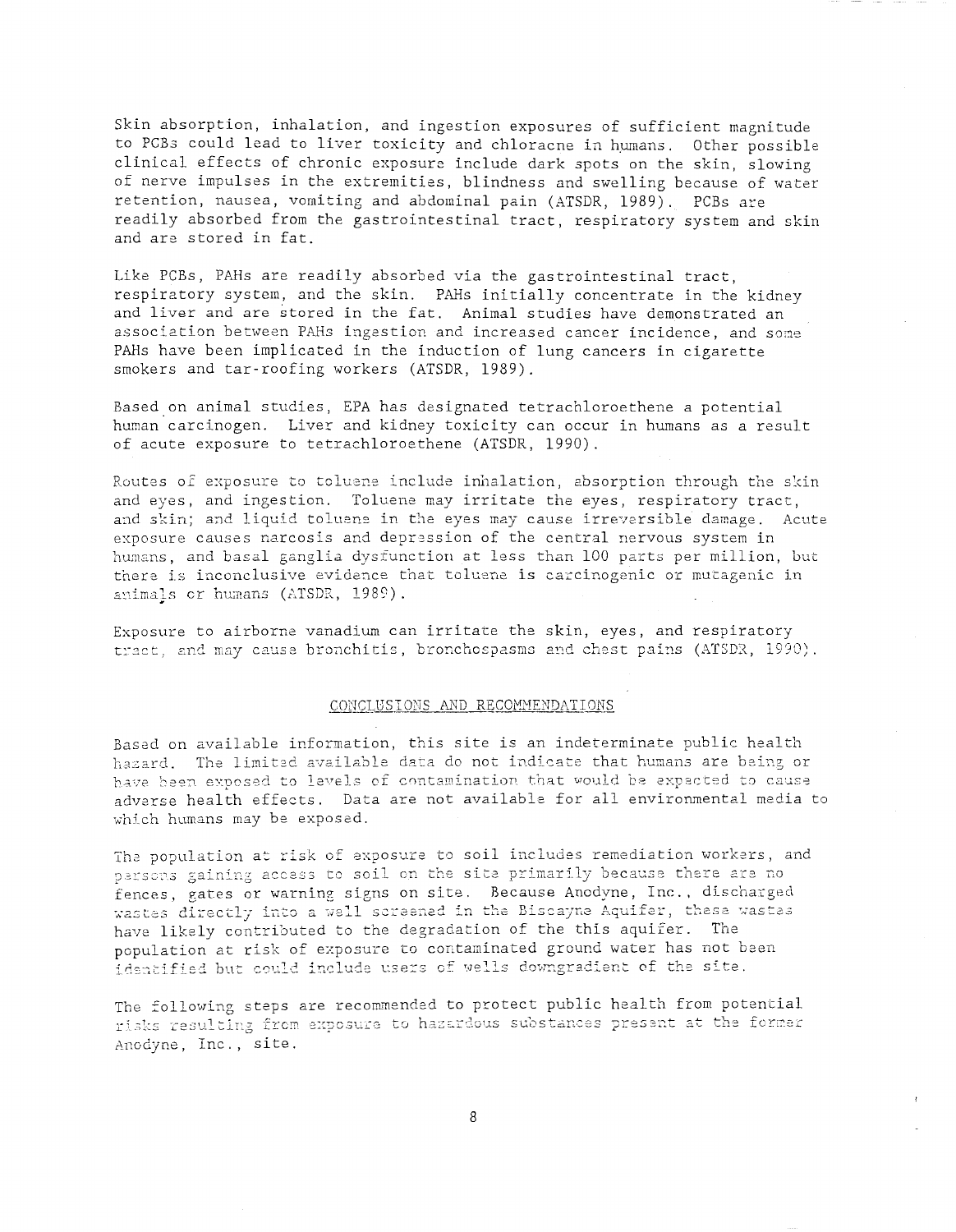Skin absorption, inhalation, and ingestion exposures of sufficient magnitude to PCBs could lead to liver toxicity and chloracne in humans. Other possible clinical effects of chronic exposure include dark spots on the skin, slowing of nerve impulses in the extremities, blindness and swelling because of water retention, nausea, vomiting and abdominal pain (ATSDR, 1989). PCBs are readily absorbed from the gastrointestinal tract, respiratory system and skin and are stored in fat.

Like PCBs, PAHs are readily absorbed via the gastrointestinal tract, respiratory system, and the skin. PAHs initially concentrate in the kidney and liver and are stored in the fat. Animal studies have demonstrated an association between PAHs ingestion and increased cancer incidence, and some PAHs have been implicated in the induction of lung cancers in cigarette smokers and tar-roofing workers (ATSDR, 1989).

Based on animal studies, EPA has designated tetrachloroethene a potential human carcinogen. Liver and kidney toxicity can occur in humans as a result of acute exposure to tetrachloroethene (ATSDR, 1990).

Routes of exposure to toluene include inhalation, absorption through the skin and eyes, and ingestion. Toluene may irritate the eyes, respiratory tract, and skin; and liquid toluene in the eyes may cause irreversible damage. Acute exposure causes narcosis and depression of the central nervous system in humans, and basal ganglia dysfunction at less than 100 parts per million, but there is inconclusive evidence that toluene is carcinogenic or mutagenic in animals or humans (ATSDR, 1989).

Exposure to airborne vanadium can irritate the skin, eyes, and respiratory tract, and may cause bronchitis, bronchospasms and chest pains (ATSDR, 1990).

## CONCLUSIONS AND RECOMMENDATIONS

Based on available information, this site is an indeterminate public health hazard. The limited available data do not indicate that humans are being or have been exposed to levels of contamination that would be expected to cause adverse health effects. Data are not available for all environmental media to which humans may be exposed.

The population at risk of exposure to soil includes remediation workers, and persons gaining access to soil on the site primarily because there are no fences, gates or warning signs on site. Because Anodyne, Inc., discharged wastes directly into a well screened in the Biscayne Aquifer, these wastes have likely contributed to the degradation of the this aquifer. The population at risk of exposure to contaminated ground water has not been identified but could include users of wells downgradient of the site.

The following steps are recommended to protect public health from potential risks resulting from exposure to hazardous substances present at the former Anodyne, Inc., site.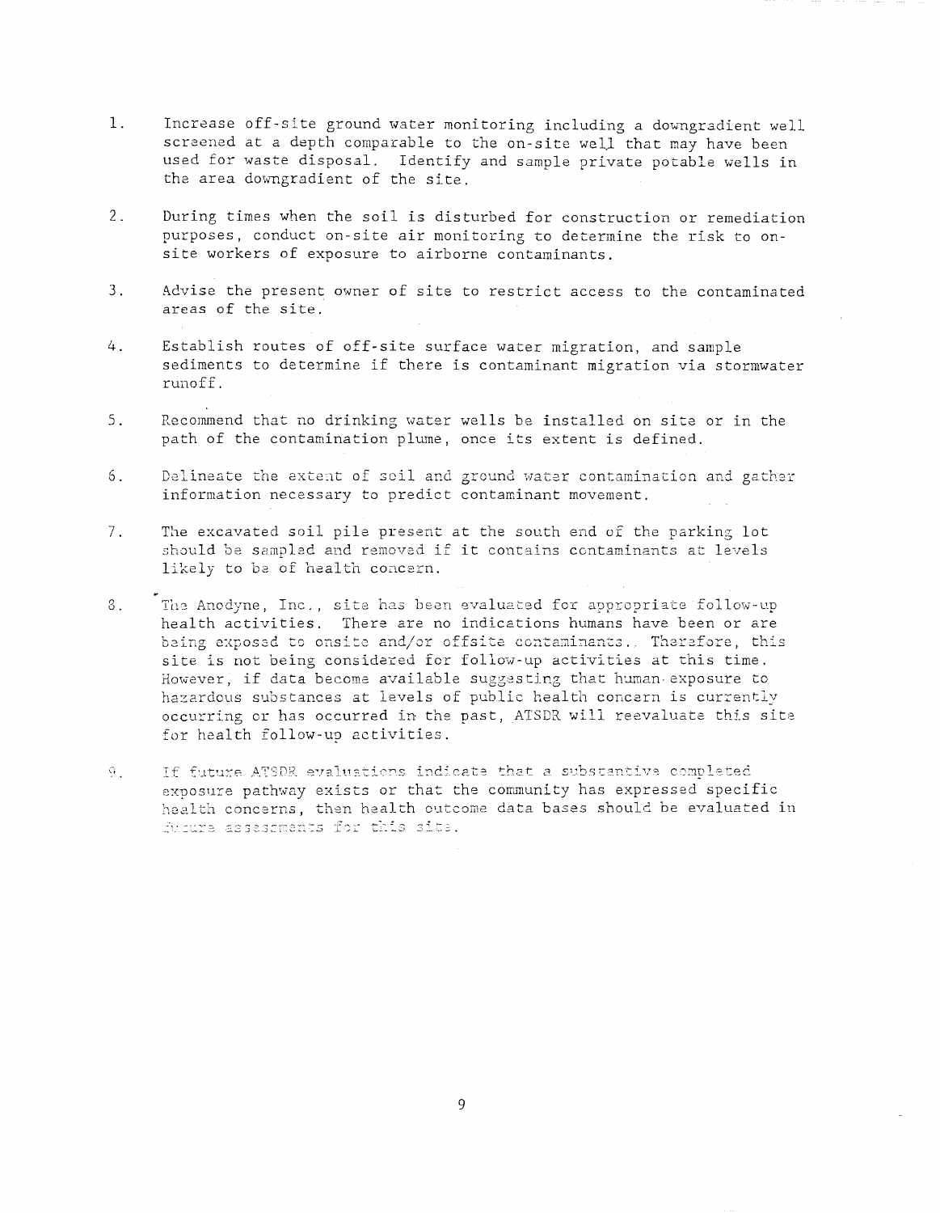1. Increase off-site ground water monitoring including a downgradient well screened at a depth comparable to the on-site well that may have been used for waste disposal. Identify and sample private potable wells in the area downgradient of the site.

2. During times when the soil is disturbed for construction or remediation purposes, conduct on-site air monitoring to determine the risk to on-site workers of exposure to airborne contaminants.

3. Advise the present owner of site to restrict access to the contaminated areas of the site.

4. Establish routes of off-site surface water migration, and sample sediments to determine if there is contaminant migration via stormwater runoff.

5. Recommend that no drinking water wells be installed on site or in the path of the contamination plume, once its extent is defined.

6. Delineate the extent of soil and ground water contamination and gather information necessary to predict contaminant movement.

7. The excavated soil pile present at the south end of the parking lot should be sampled and removed if it contains contaminants at levels likely to be of health concern.

8. The Anodyne, Inc., site has been evaluated for appropriate follow-up health activities. There are no indications humans have been or are being exposed to onsite and/or offsite contaminants. Therefore, this site is not being considered for follow-up activities at this time. However, if data become available suggesting that human exposure to hazardous substances at levels of public health concern is currently occurring or has occurred in the past, ATSDR will reevaluate this site for health follow-up activities.

9. If future ATSDR evaluations indicate that a substantive completed exposure pathway exists or that the community has expressed specific health concerns, then health outcome data bases should be evaluated in future assessments for this site.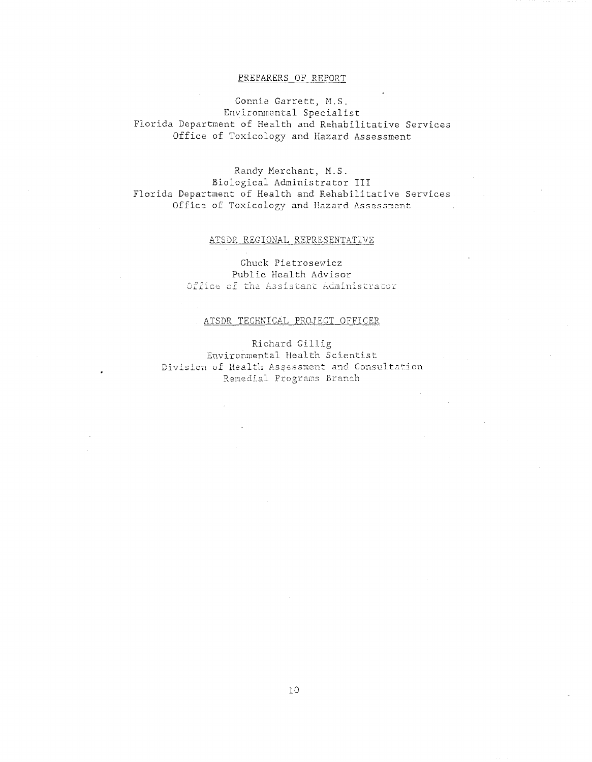## PREPARERS OF REPORT

Connie Garrett, M.S.
Environmental Specialist
Florida Department of Health and Rehabilitative Services
Office of Toxicology and Hazard Assessment

Randy Merchant, M.S.
Biological Administrator III
Florida Department of Health and Rehabilitative Services
Office of Toxicology and Hazard Assessment

## ATSDR REGIONAL REPRESENTATIVE

Chuck Pietrosewicz
Public Health Advisor
Office of the Assistant Administrator

## ATSDR TECHNICAL PROJECT OFFICER

Richard Gillig
Environmental Health Scientist
Division of Health Assessment and Consultation
Remedial Programs Branch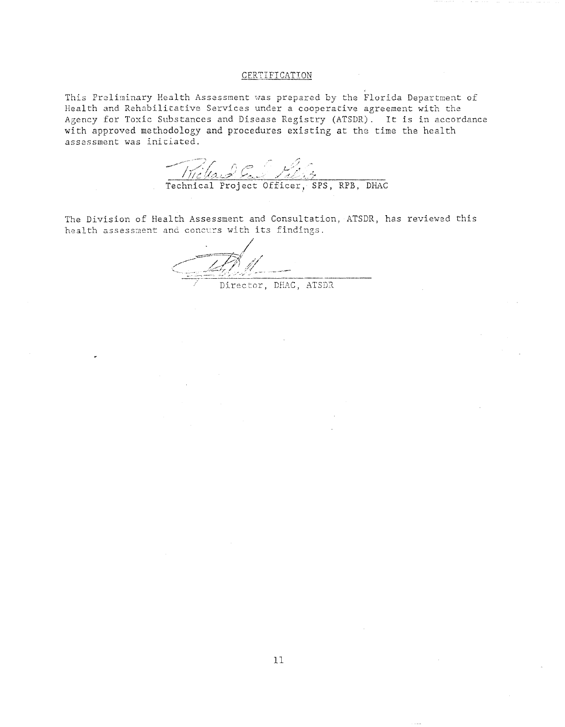## CERTIFICATION

This Preliminary Health Assessment was prepared by the Florida Department of Health and Rehabilitative Services under a cooperative agreement with the Agency for Toxic Substances and Disease Registry (ATSDR). It is in accordance with approved methodology and procedures existing at the time the health assessment was initiated.

Technical Project Officer, SPS, RPB, DHAC

The Division of Health Assessment and Consultation, ATSDR, has reviewed this health assessment and concurs with its findings.

Director, DHAC, ATSDR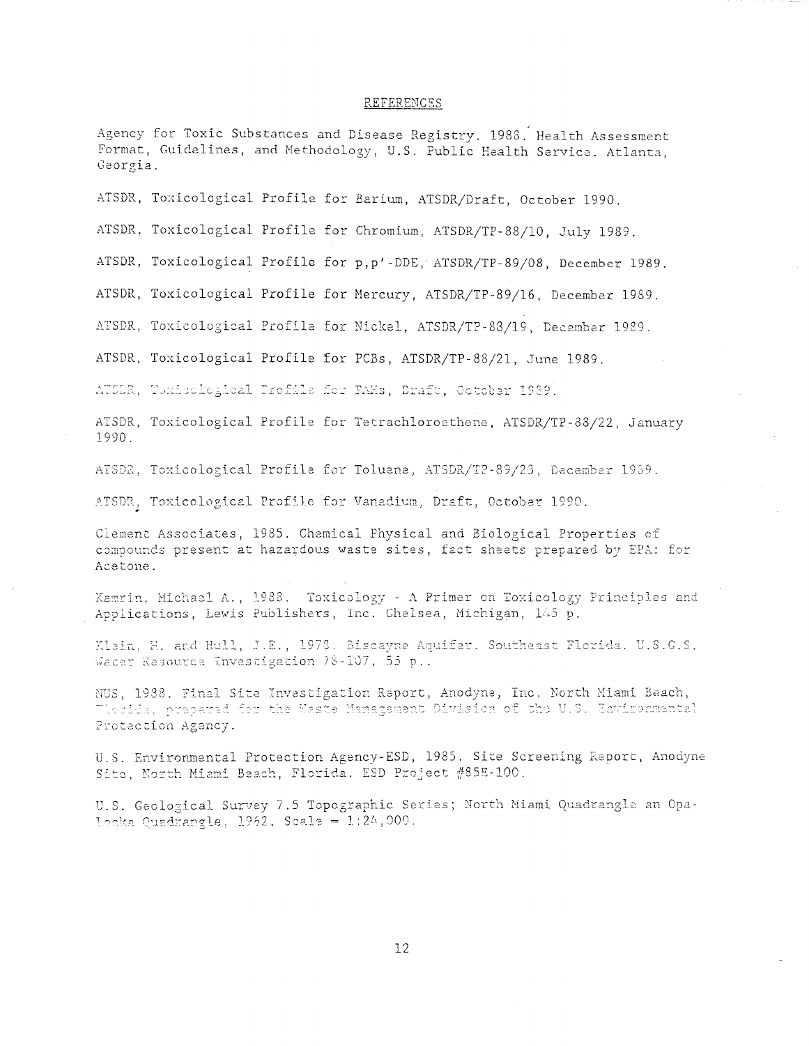## REFERENCES

Agency for Toxic Substances and Disease Registry. 1988. Health Assessment Format, Guidelines, and Methodology, U.S. Public Health Service. Atlanta, Georgia.

ATSDR, Toxicological Profile for Barium, ATSDR/Draft, October 1990.

ATSDR, Toxicological Profile for Chromium, ATSDR/TP-88/10, July 1989.

ATSDR, Toxicological Profile for p,p'-DDE, ATSDR/TP-89/08, December 1989.

ATSDR, Toxicological Profile for Mercury, ATSDR/TP-89/16, December 1989.

ATSDR, Toxicological Profile for Nickel, ATSDR/TP-88/19, December 1989.

ATSDR, Toxicological Profile for PCBs, ATSDR/TP-88/21, June 1989.

ATSDR, Toxicological Profile for PAHs, Draft, October 1989.

ATSDR, Toxicological Profile for Tetrachloroethene, ATSDR/TP-88/22, January 1990.

ATSDR, Toxicological Profile for Toluene, ATSDR/TP-89/23, December 1989.

ATSDR, Toxicological Profile for Vanadium, Draft, October 1990.

Clement Associates, 1985. Chemical Physical and Biological Properties of compounds present at hazardous waste sites, fact sheets prepared by EPA: for Acetone.

Kamrin, Michael A., 1988. Toxicology - A Primer on Toxicology Principles and Applications, Lewis Publishers, Inc. Chelsea, Michigan, 145 p.

Klein, H. and Hull, J.E., 1978. Biscayne Aquifer. Southeast Florida. U.S.G.S. Water Resource Investigation 78-107, 55 p..

NUS, 1988. Final Site Investigation Report, Anodyne, Inc. North Miami Beach, Florida, prepared for the Waste Management Division of the U.S. Environmental Protection Agency.

U.S. Environmental Protection Agency-ESD, 1985. Site Screening Report, Anodyne Site, North Miami Beach, Florida. ESD Project #85E-100.

U.S. Geological Survey 7.5 Topographic Series; North Miami Quadrangle an Opa-Locka Quadrangle, 1962. Scale = 1:24,000.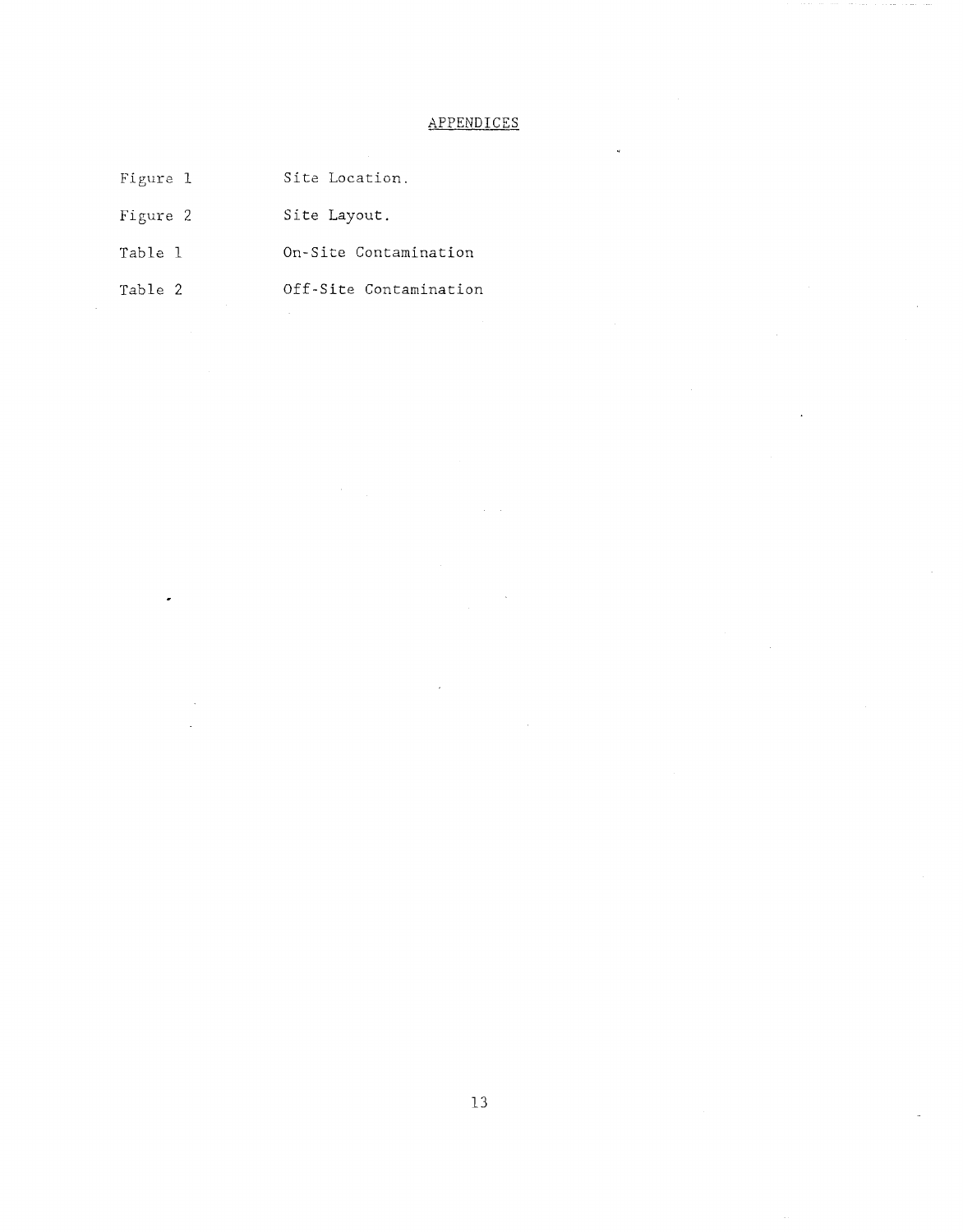## APPENDICES

| | |
|---|---|
| Figure 1 | Site Location. |
| Figure 2 | Site Layout. |
| Table 1 | On-Site Contamination |
| Table 2 | Off-Site Contamination |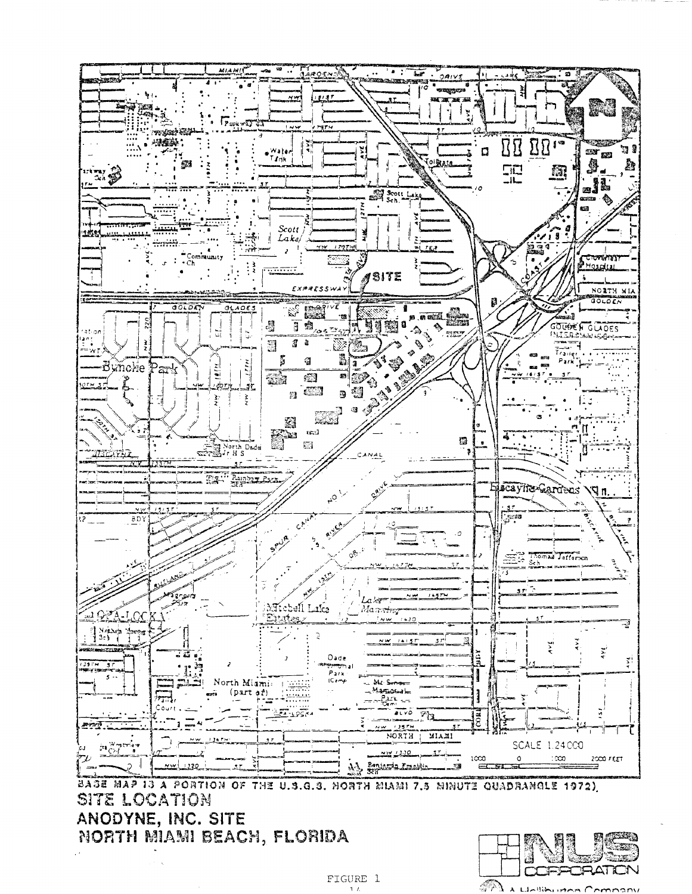BASE MAP IS A PORTION OF THE U.S.G.S. NORTH MIAMI 7.5 MINUTE QUADRANGLE 1972).

SITE LOCATION

ANODYNE, INC. SITE

NORTH MIAMI BEACH, FLORIDA

NUS CORPORATION

A Halliburton Company

FIGURE 1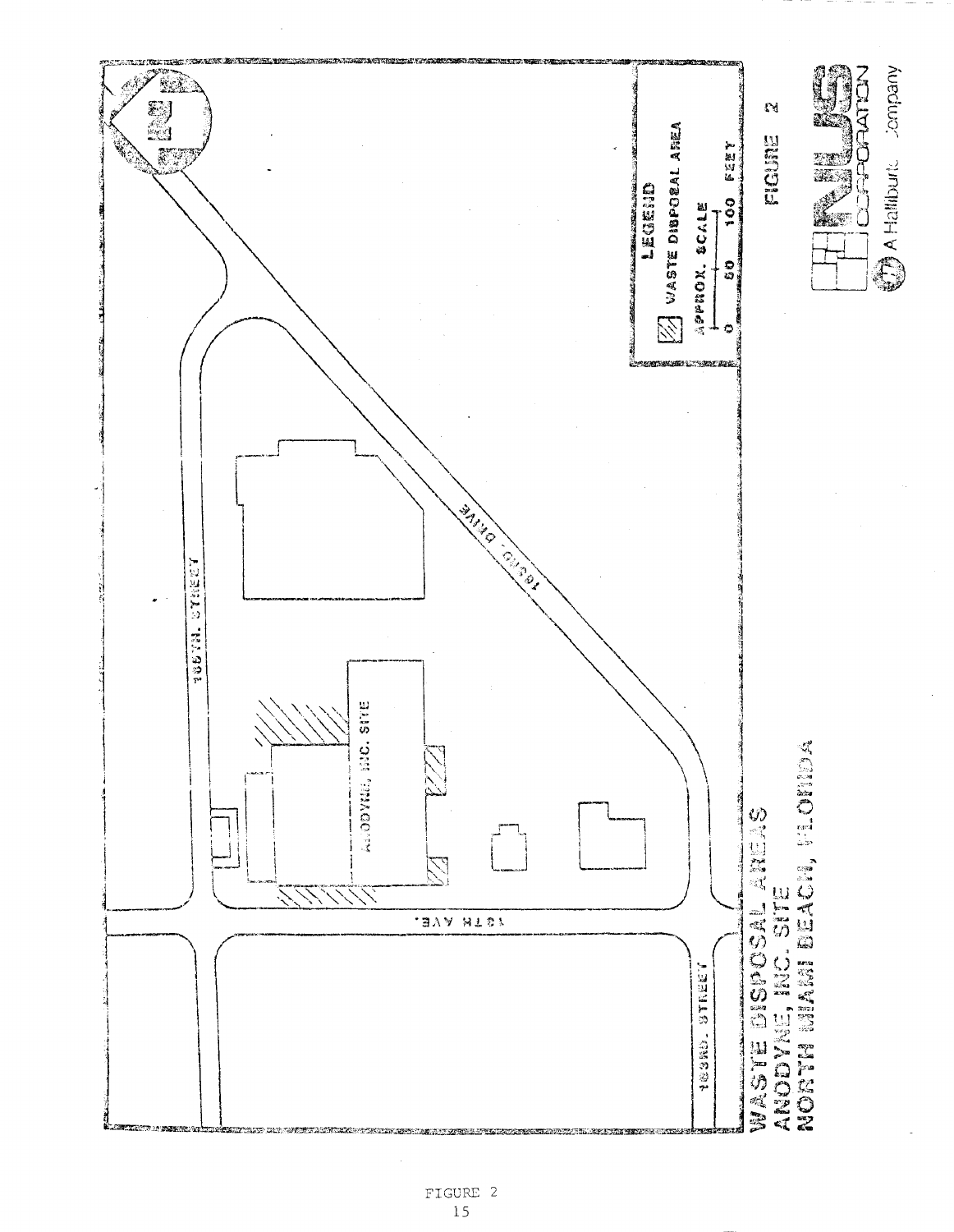LEGEND

WASTE DISPOSAL AREA

APPROX. SCALE

0 50 100 FEET

FIGURE 2

NUS CORPORATION

A Halliburton Company

185TH. STREET

183RD. STREET

13TH AVE.

186TH. DRIVE

ANODYNE, INC. SITE

WASTE DISPOSAL AREAS
ANODYNE, INC. SITE
NORTH MIAMI BEACH, FLORIDA

FIGURE 2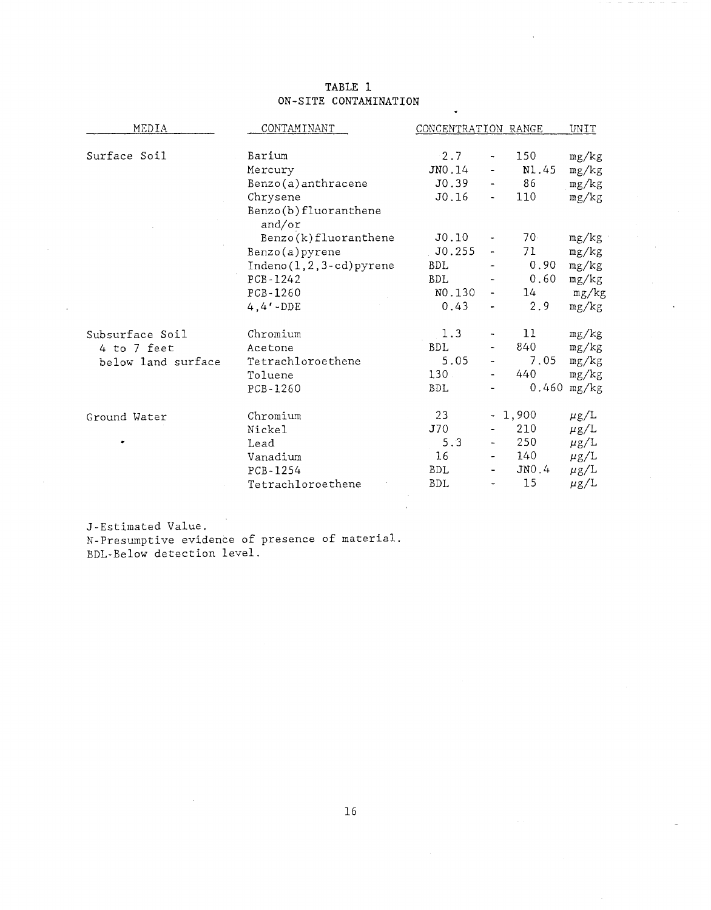# TABLE 1
## ON-SITE CONTAMINATION

| MEDIA | CONTAMINANT | CONCENTRATION RANGE | | | UNIT |
|---|---|---|---|---|---|
| Surface Soil | Barium | 2.7 | - | 150 | mg/kg |
| | Mercury | JN0.14 | - | N1.45 | mg/kg |
| | Benzo(a)anthracene | J0.39 | - | 86 | mg/kg |
| | Chrysene | J0.16 | - | 110 | mg/kg |
| | Benzo(b)fluoranthene and/or Benzo(k)fluoranthene | J0.10 | - | 70 | mg/kg |
| | Benzo(a)pyrene | J0.255 | - | 71 | mg/kg |
| | Indeno(1,2,3-cd)pyrene | BDL | - | 0.90 | mg/kg |
| | PCB-1242 | BDL | - | 0.60 | mg/kg |
| | PCB-1260 | N0.130 | - | 14 | mg/kg |
| | 4,4'-DDE | 0.43 | - | 2.9 | mg/kg |
| Subsurface Soil 4 to 7 feet below land surface | Chromium | 1.3 | - | 11 | mg/kg |
| | Acetone | BDL | - | 840 | mg/kg |
| | Tetrachloroethene | 5.05 | - | 7.05 | mg/kg |
| | Toluene | 130 | - | 440 | mg/kg |
| | PCB-1260 | BDL | - | 0.460 | mg/kg |
| Ground Water | Chromium | 23 | - | 1,900 | μg/L |
| | Nickel | J70 | - | 210 | μg/L |
| | Lead | 5.3 | - | 250 | μg/L |
| | Vanadium | 16 | - | 140 | μg/L |
| | PCB-1254 | BDL | - | JN0.4 | μg/L |
| | Tetrachloroethene | BDL | - | 15 | μg/L |

J-Estimated Value.
N-Presumptive evidence of presence of material.
BDL-Below detection level.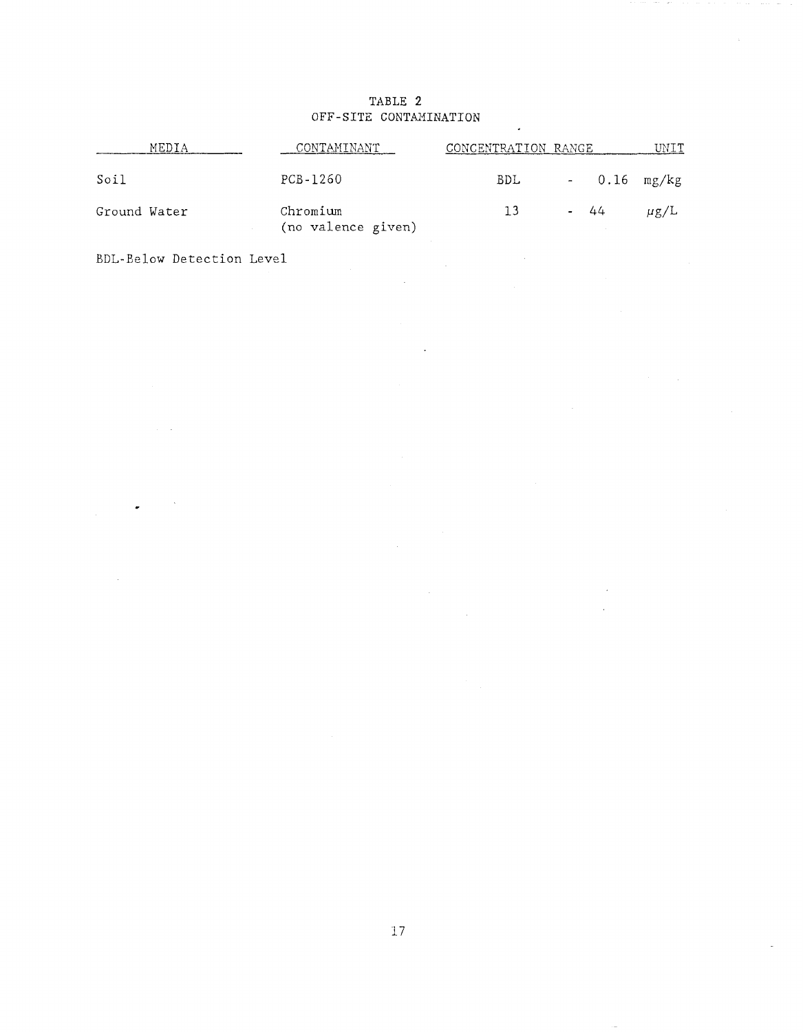## TABLE 2
## OFF-SITE CONTAMINATION

| MEDIA | CONTAMINANT | CONCENTRATION RANGE | UNIT |
|---|---|---|---|
| Soil | PCB-1260 | BDL - 0.16 | mg/kg |
| Ground Water | Chromium (no valence given) | 13 - 44 | $\mu g/L$ |

BDL-Below Detection Level